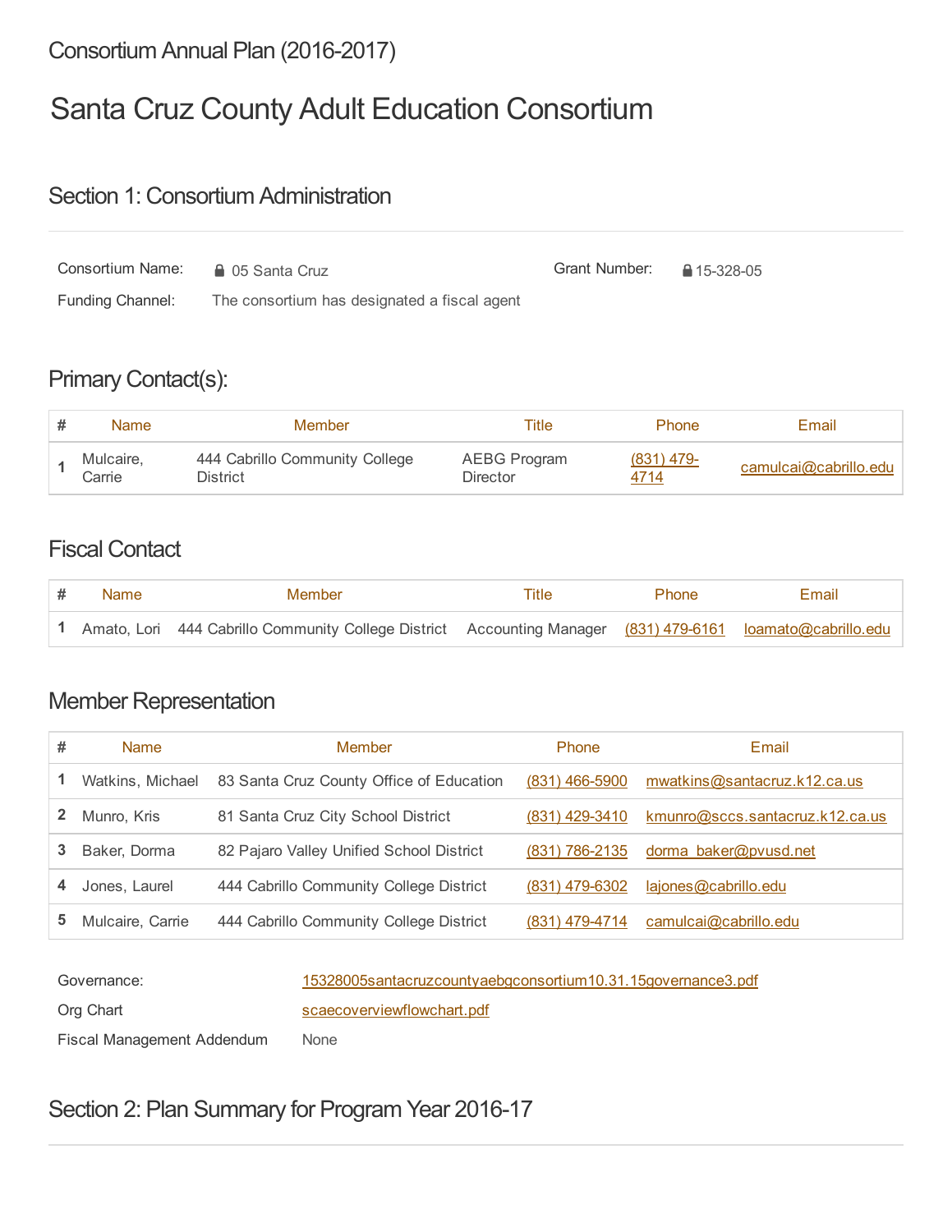Consortium Annual Plan (2016-2017)

# Santa Cruz County Adult Education Consortium

## Section 1: Consortium Administration

Consortium Name: 05 Santa Cruz

Grant Number: 15-328-05

Funding Channel: The consortium has designated a fiscal agent

## Primary Contact(s):

| # | Name | Member | Title | Phone | Email |
|---|---|---|---|---|---|
| 1 | Mulcaire, Carrie | 444 Cabrillo Community College District | AEBG Program Director | (831) 479-4714 | camulcai@cabrillo.edu |

## Fiscal Contact

| # | Name | Member | Title | Phone | Email |
|---|---|---|---|---|---|
| 1 | Amato, Lori | 444 Cabrillo Community College District | Accounting Manager | (831) 479-6161 | loamato@cabrillo.edu |

## Member Representation

| # | Name | Member | Phone | Email |
|---|---|---|---|---|
| 1 | Watkins, Michael | 83 Santa Cruz County Office of Education | (831) 466-5900 | mwatkins@santacruz.k12.ca.us |
| 2 | Munro, Kris | 81 Santa Cruz City School District | (831) 429-3410 | kmunro@sccs.santacruz.k12.ca.us |
| 3 | Baker, Dorma | 82 Pajaro Valley Unified School District | (831) 786-2135 | dorma_baker@pvusd.net |
| 4 | Jones, Laurel | 444 Cabrillo Community College District | (831) 479-6302 | lajones@cabrillo.edu |
| 5 | Mulcaire, Carrie | 444 Cabrillo Community College District | (831) 479-4714 | camulcai@cabrillo.edu |

Governance: 15328005santacruzcountyaebgconsortium10.31.15governance3.pdf

Org Chart: scaecoverviewflowchart.pdf

Fiscal Management Addendum: None

## Section 2: Plan Summary for Program Year 2016-17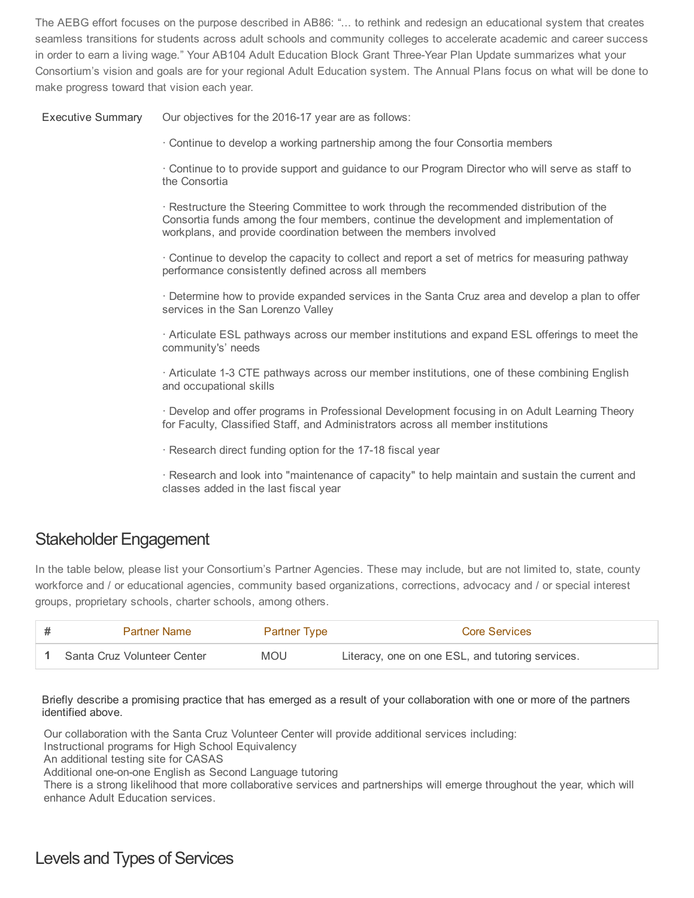The AEBG effort focuses on the purpose described in AB86: "... to rethink and redesign an educational system that creates seamless transitions for students across adult schools and community colleges to accelerate academic and career success in order to earn a living wage." Your AB104 Adult Education Block Grant Three-Year Plan Update summarizes what your Consortium's vision and goals are for your regional Adult Education system. The Annual Plans focus on what will be done to make progress toward that vision each year.

Executive Summary

Our objectives for the 2016-17 year are as follows:

· Continue to develop a working partnership among the four Consortia members

· Continue to to provide support and guidance to our Program Director who will serve as staff to the Consortia

· Restructure the Steering Committee to work through the recommended distribution of the Consortia funds among the four members, continue the development and implementation of workplans, and provide coordination between the members involved

· Continue to develop the capacity to collect and report a set of metrics for measuring pathway performance consistently defined across all members

· Determine how to provide expanded services in the Santa Cruz area and develop a plan to offer services in the San Lorenzo Valley

· Articulate ESL pathways across our member institutions and expand ESL offerings to meet the community's' needs

· Articulate 1-3 CTE pathways across our member institutions, one of these combining English and occupational skills

· Develop and offer programs in Professional Development focusing in on Adult Learning Theory for Faculty, Classified Staff, and Administrators across all member institutions

· Research direct funding option for the 17-18 fiscal year

· Research and look into "maintenance of capacity" to help maintain and sustain the current and classes added in the last fiscal year

## Stakeholder Engagement

In the table below, please list your Consortium's Partner Agencies. These may include, but are not limited to, state, county workforce and / or educational agencies, community based organizations, corrections, advocacy and / or special interest groups, proprietary schools, charter schools, among others.

| # | Partner Name | Partner Type | Core Services |
|---|---|---|---|
| 1 | Santa Cruz Volunteer Center | MOU | Literacy, one on one ESL, and tutoring services. |

Briefly describe a promising practice that has emerged as a result of your collaboration with one or more of the partners identified above.

Our collaboration with the Santa Cruz Volunteer Center will provide additional services including:
Instructional programs for High School Equivalency
An additional testing site for CASAS
Additional one-on-one English as Second Language tutoring
There is a strong likelihood that more collaborative services and partnerships will emerge throughout the year, which will enhance Adult Education services.

## Levels and Types of Services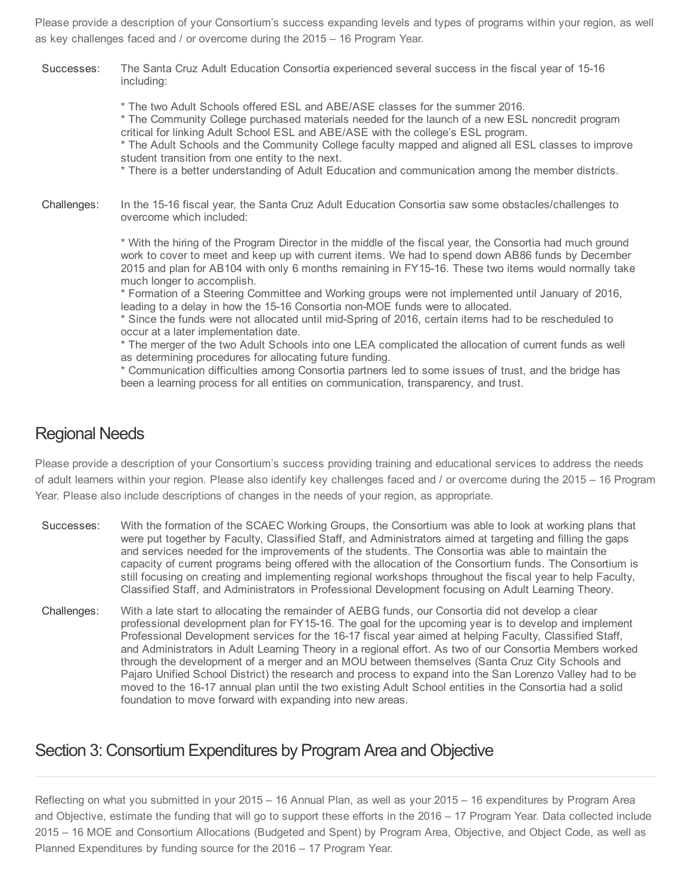Please provide a description of your Consortium's success expanding levels and types of programs within your region, as well as key challenges faced and / or overcome during the 2015 – 16 Program Year.

**Successes:** The Santa Cruz Adult Education Consortia experienced several success in the fiscal year of 15-16 including:

* The two Adult Schools offered ESL and ABE/ASE classes for the summer 2016.
* The Community College purchased materials needed for the launch of a new ESL noncredit program critical for linking Adult School ESL and ABE/ASE with the college's ESL program.
* The Adult Schools and the Community College faculty mapped and aligned all ESL classes to improve student transition from one entity to the next.
* There is a better understanding of Adult Education and communication among the member districts.

**Challenges:** In the 15-16 fiscal year, the Santa Cruz Adult Education Consortia saw some obstacles/challenges to overcome which included:

* With the hiring of the Program Director in the middle of the fiscal year, the Consortia had much ground work to cover to meet and keep up with current items. We had to spend down AB86 funds by December 2015 and plan for AB104 with only 6 months remaining in FY15-16. These two items would normally take much longer to accomplish.
* Formation of a Steering Committee and Working groups were not implemented until January of 2016, leading to a delay in how the 15-16 Consortia non-MOE funds were to allocated.
* Since the funds were not allocated until mid-Spring of 2016, certain items had to be rescheduled to occur at a later implementation date.
* The merger of the two Adult Schools into one LEA complicated the allocation of current funds as well as determining procedures for allocating future funding.
* Communication difficulties among Consortia partners led to some issues of trust, and the bridge has been a learning process for all entities on communication, transparency, and trust.

## Regional Needs

Please provide a description of your Consortium's success providing training and educational services to address the needs of adult learners within your region. Please also identify key challenges faced and / or overcome during the 2015 – 16 Program Year. Please also include descriptions of changes in the needs of your region, as appropriate.

**Successes:** With the formation of the SCAEC Working Groups, the Consortium was able to look at working plans that were put together by Faculty, Classified Staff, and Administrators aimed at targeting and filling the gaps and services needed for the improvements of the students. The Consortia was able to maintain the capacity of current programs being offered with the allocation of the Consortium funds. The Consortium is still focusing on creating and implementing regional workshops throughout the fiscal year to help Faculty, Classified Staff, and Administrators in Professional Development focusing on Adult Learning Theory.

**Challenges:** With a late start to allocating the remainder of AEBG funds, our Consortia did not develop a clear professional development plan for FY15-16. The goal for the upcoming year is to develop and implement Professional Development services for the 16-17 fiscal year aimed at helping Faculty, Classified Staff, and Administrators in Adult Learning Theory in a regional effort. As two of our Consortia Members worked through the development of a merger and an MOU between themselves (Santa Cruz City Schools and Pajaro Unified School District) the research and process to expand into the San Lorenzo Valley had to be moved to the 16-17 annual plan until the two existing Adult School entities in the Consortia had a solid foundation to move forward with expanding into new areas.

## Section 3: Consortium Expenditures by Program Area and Objective

Reflecting on what you submitted in your 2015 – 16 Annual Plan, as well as your 2015 – 16 expenditures by Program Area and Objective, estimate the funding that will go to support these efforts in the 2016 – 17 Program Year. Data collected include 2015 – 16 MOE and Consortium Allocations (Budgeted and Spent) by Program Area, Objective, and Object Code, as well as Planned Expenditures by funding source for the 2016 – 17 Program Year.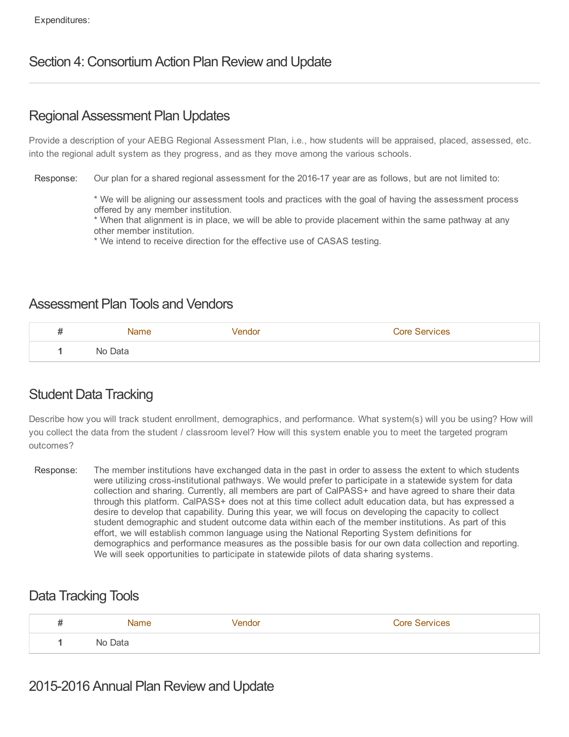Expenditures:

## Section 4: Consortium Action Plan Review and Update

### Regional Assessment Plan Updates

Provide a description of your AEBG Regional Assessment Plan, i.e., how students will be appraised, placed, assessed, etc. into the regional adult system as they progress, and as they move among the various schools.

Response: Our plan for a shared regional assessment for the 2016-17 year are as follows, but are not limited to:

* We will be aligning our assessment tools and practices with the goal of having the assessment process offered by any member institution.
* When that alignment is in place, we will be able to provide placement within the same pathway at any other member institution.
* We intend to receive direction for the effective use of CASAS testing.

### Assessment Plan Tools and Vendors

| # | Name | Vendor | Core Services |
|---|---|---|---|
| 1 | No Data | | |

### Student Data Tracking

Describe how you will track student enrollment, demographics, and performance. What system(s) will you be using? How will you collect the data from the student / classroom level? How will this system enable you to meet the targeted program outcomes?

Response: The member institutions have exchanged data in the past in order to assess the extent to which students were utilizing cross-institutional pathways. We would prefer to participate in a statewide system for data collection and sharing. Currently, all members are part of CalPASS+ and have agreed to share their data through this platform. CalPASS+ does not at this time collect adult education data, but has expressed a desire to develop that capability. During this year, we will focus on developing the capacity to collect student demographic and student outcome data within each of the member institutions. As part of this effort, we will establish common language using the National Reporting System definitions for demographics and performance measures as the possible basis for our own data collection and reporting. We will seek opportunities to participate in statewide pilots of data sharing systems.

### Data Tracking Tools

| # | Name | Vendor | Core Services |
|---|---|---|---|
| 1 | No Data | | |

### 2015-2016 Annual Plan Review and Update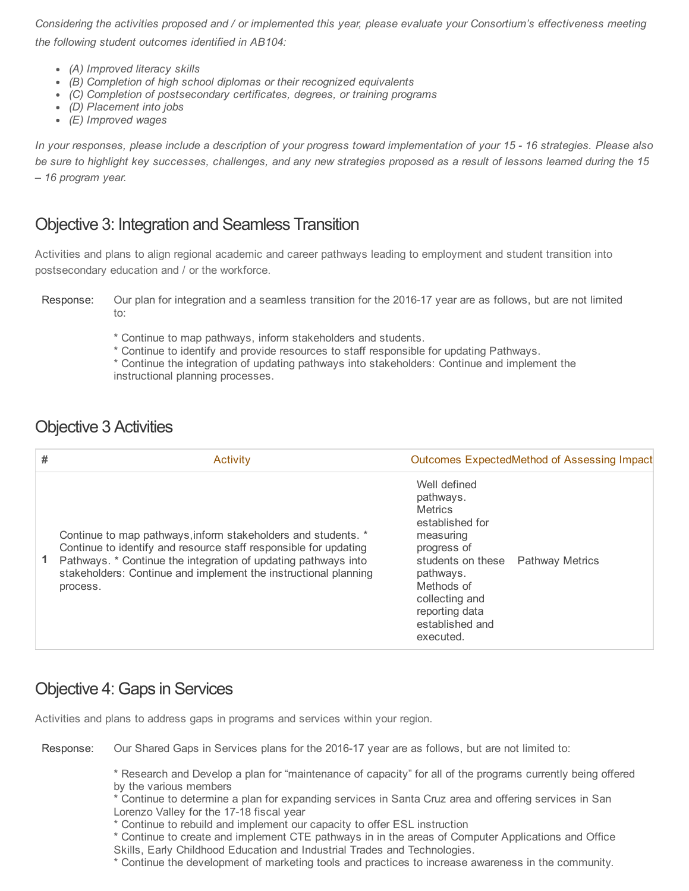*Considering the activities proposed and / or implemented this year, please evaluate your Consortium's effectiveness meeting the following student outcomes identified in AB104:*

- *(A) Improved literacy skills*
- *(B) Completion of high school diplomas or their recognized equivalents*
- *(C) Completion of postsecondary certificates, degrees, or training programs*
- *(D) Placement into jobs*
- *(E) Improved wages*

*In your responses, please include a description of your progress toward implementation of your 15 - 16 strategies. Please also be sure to highlight key successes, challenges, and any new strategies proposed as a result of lessons learned during the 15 – 16 program year.*

## Objective 3: Integration and Seamless Transition

Activities and plans to align regional academic and career pathways leading to employment and student transition into postsecondary education and / or the workforce.

Response: Our plan for integration and a seamless transition for the 2016-17 year are as follows, but are not limited to:

* Continue to map pathways, inform stakeholders and students.
* Continue to identify and provide resources to staff responsible for updating Pathways.
* Continue the integration of updating pathways into stakeholders: Continue and implement the instructional planning processes.

## Objective 3 Activities

| # | Activity | Outcomes Expected | Method of Assessing Impact |
|---|---|---|---|
| 1 | Continue to map pathways,inform stakeholders and students. * Continue to identify and resource staff responsible for updating Pathways. * Continue the integration of updating pathways into stakeholders: Continue and implement the instructional planning process. | Well defined pathways. Metrics established for measuring progress of students on these pathways. Methods of collecting and reporting data established and executed. | Pathway Metrics |

## Objective 4: Gaps in Services

Activities and plans to address gaps in programs and services within your region.

Response: Our Shared Gaps in Services plans for the 2016-17 year are as follows, but are not limited to:

* Research and Develop a plan for "maintenance of capacity" for all of the programs currently being offered by the various members
* Continue to determine a plan for expanding services in Santa Cruz area and offering services in San Lorenzo Valley for the 17-18 fiscal year
* Continue to rebuild and implement our capacity to offer ESL instruction
* Continue to create and implement CTE pathways in in the areas of Computer Applications and Office Skills, Early Childhood Education and Industrial Trades and Technologies.
* Continue the development of marketing tools and practices to increase awareness in the community.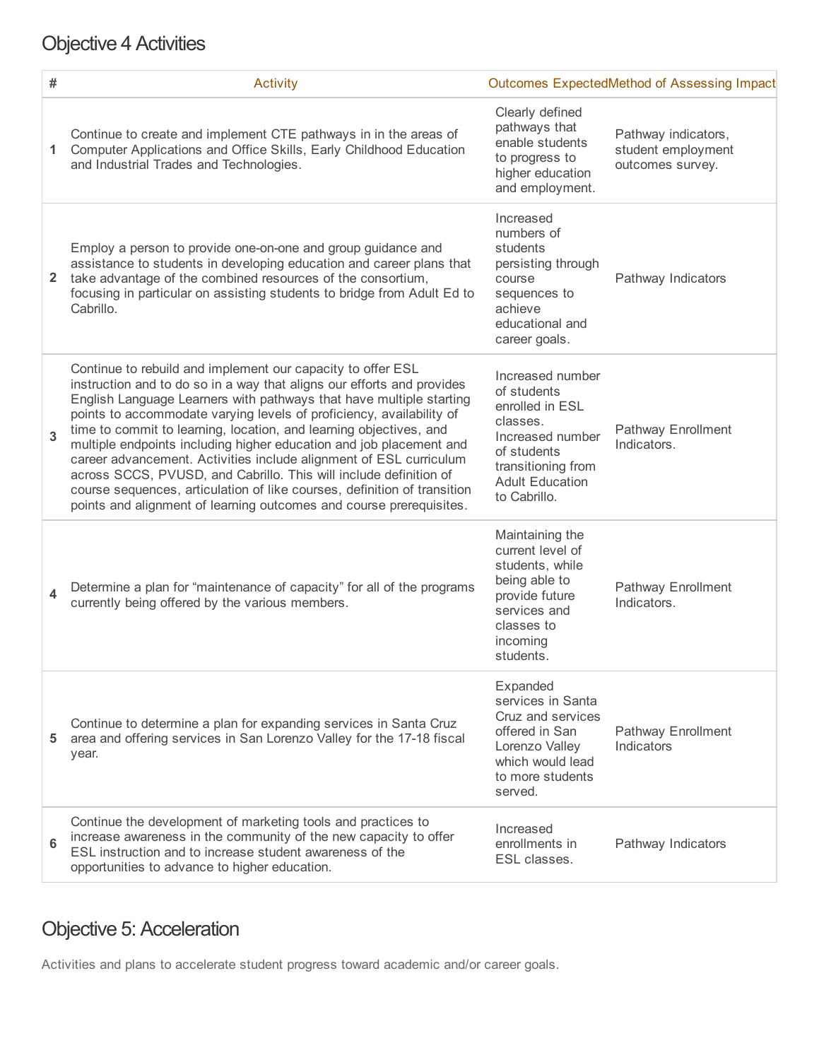## Objective 4 Activities

| # | Activity | Outcomes Expected | Method of Assessing Impact |
|---|---|---|---|
| 1 | Continue to create and implement CTE pathways in in the areas of Computer Applications and Office Skills, Early Childhood Education and Industrial Trades and Technologies. | Clearly defined pathways that enable students to progress to higher education and employment. | Pathway indicators, student employment outcomes survey. |
| 2 | Employ a person to provide one-on-one and group guidance and assistance to students in developing education and career plans that take advantage of the combined resources of the consortium, focusing in particular on assisting students to bridge from Adult Ed to Cabrillo. | Increased numbers of students persisting through course sequences to achieve educational and career goals. | Pathway Indicators |
| 3 | Continue to rebuild and implement our capacity to offer ESL instruction and to do so in a way that aligns our efforts and provides English Language Learners with pathways that have multiple starting points to accommodate varying levels of proficiency, availability of time to commit to learning, location, and learning objectives, and multiple endpoints including higher education and job placement and career advancement. Activities include alignment of ESL curriculum across SCCS, PVUSD, and Cabrillo. This will include definition of course sequences, articulation of like courses, definition of transition points and alignment of learning outcomes and course prerequisites. | Increased number of students enrolled in ESL classes. Increased number of students transitioning from Adult Education to Cabrillo. | Pathway Enrollment Indicators. |
| 4 | Determine a plan for “maintenance of capacity” for all of the programs currently being offered by the various members. | Maintaining the current level of students, while being able to provide future services and classes to incoming students. | Pathway Enrollment Indicators. |
| 5 | Continue to determine a plan for expanding services in Santa Cruz area and offering services in San Lorenzo Valley for the 17-18 fiscal year. | Expanded services in Santa Cruz and services offered in San Lorenzo Valley which would lead to more students served. | Pathway Enrollment Indicators |
| 6 | Continue the development of marketing tools and practices to increase awareness in the community of the new capacity to offer ESL instruction and to increase student awareness of the opportunities to advance to higher education. | Increased enrollments in ESL classes. | Pathway Indicators |

## Objective 5: Acceleration

Activities and plans to accelerate student progress toward academic and/or career goals.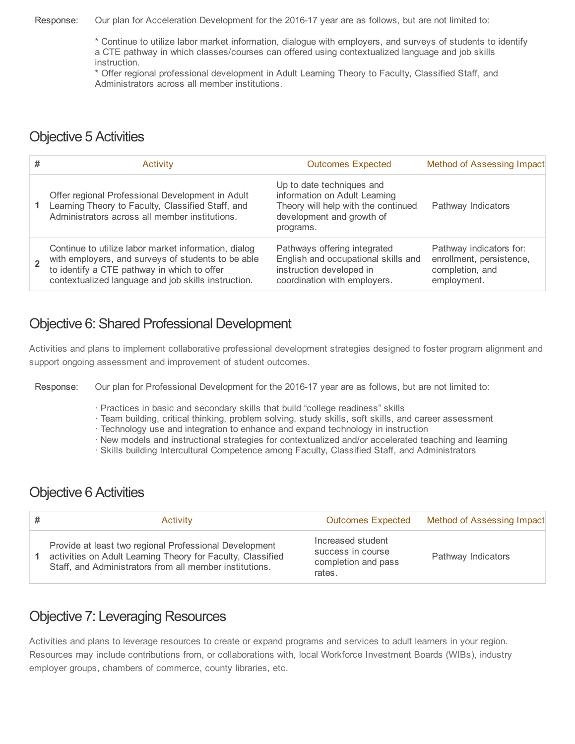Response: Our plan for Acceleration Development for the 2016-17 year are as follows, but are not limited to:

* Continue to utilize labor market information, dialogue with employers, and surveys of students to identify a CTE pathway in which classes/courses can offered using contextualized language and job skills instruction.
* Offer regional professional development in Adult Learning Theory to Faculty, Classified Staff, and Administrators across all member institutions.

## Objective 5 Activities

| # | Activity | Outcomes Expected | Method of Assessing Impact |
|---|---|---|---|
| 1 | Offer regional Professional Development in Adult Learning Theory to Faculty, Classified Staff, and Administrators across all member institutions. | Up to date techniques and information on Adult Learning Theory will help with the continued development and growth of programs. | Pathway Indicators |
| 2 | Continue to utilize labor market information, dialog with employers, and surveys of students to be able to identify a CTE pathway in which to offer contextualized language and job skills instruction. | Pathways offering integrated English and occupational skills and instruction developed in coordination with employers. | Pathway indicators for: enrollment, persistence, completion, and employment. |

## Objective 6: Shared Professional Development

Activities and plans to implement collaborative professional development strategies designed to foster program alignment and support ongoing assessment and improvement of student outcomes.

Response: Our plan for Professional Development for the 2016-17 year are as follows, but are not limited to:

· Practices in basic and secondary skills that build “college readiness” skills
· Team building, critical thinking, problem solving, study skills, soft skills, and career assessment
· Technology use and integration to enhance and expand technology in instruction
· New models and instructional strategies for contextualized and/or accelerated teaching and learning
· Skills building Intercultural Competence among Faculty, Classified Staff, and Administrators

## Objective 6 Activities

| # | Activity | Outcomes Expected | Method of Assessing Impact |
|---|---|---|---|
| 1 | Provide at least two regional Professional Development activities on Adult Learning Theory for Faculty, Classified Staff, and Administrators from all member institutions. | Increased student success in course completion and pass rates. | Pathway Indicators |

## Objective 7: Leveraging Resources

Activities and plans to leverage resources to create or expand programs and services to adult learners in your region. Resources may include contributions from, or collaborations with, local Workforce Investment Boards (WIBs), industry employer groups, chambers of commerce, county libraries, etc.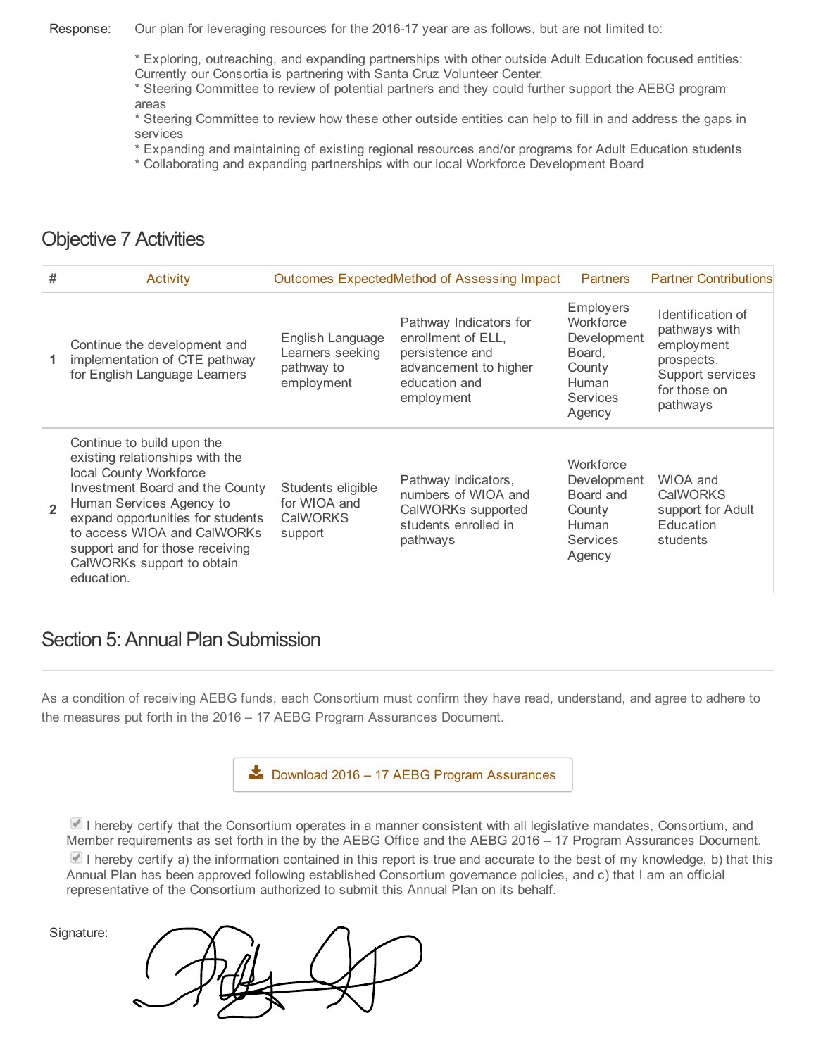Response: Our plan for leveraging resources for the 2016-17 year are as follows, but are not limited to:

* Exploring, outreaching, and expanding partnerships with other outside Adult Education focused entities: Currently our Consortia is partnering with Santa Cruz Volunteer Center.
* Steering Committee to review of potential partners and they could further support the AEBG program areas
* Steering Committee to review how these other outside entities can help to fill in and address the gaps in services
* Expanding and maintaining of existing regional resources and/or programs for Adult Education students
* Collaborating and expanding partnerships with our local Workforce Development Board

## Objective 7 Activities

| # | Activity | Outcomes Expected | Method of Assessing Impact | Partners | Partner Contributions |
|---|---|---|---|---|---|
| 1 | Continue the development and implementation of CTE pathway for English Language Learners | English Language Learners seeking pathway to employment | Pathway Indicators for enrollment of ELL, persistence and advancement to higher education and employment | Employers Workforce Development Board, County Human Services Agency | Identification of pathways with employment prospects. Support services for those on pathways |
| 2 | Continue to build upon the existing relationships with the local County Workforce Investment Board and the County Human Services Agency to expand opportunities for students to access WIOA and CalWORKs support and for those receiving CalWORKs support to obtain education. | Students eligible for WIOA and CalWORKS support | Pathway indicators, numbers of WIOA and CalWORKs supported students enrolled in pathways | Workforce Development Board and County Human Services Agency | WIOA and CalWORKS support for Adult Education students |

## Section 5: Annual Plan Submission

As a condition of receiving AEBG funds, each Consortium must confirm they have read, understand, and agree to adhere to the measures put forth in the 2016 – 17 AEBG Program Assurances Document.

Download 2016 – 17 AEBG Program Assurances

☑ I hereby certify that the Consortium operates in a manner consistent with all legislative mandates, Consortium, and Member requirements as set forth in the by the AEBG Office and the AEBG 2016 – 17 Program Assurances Document.

☑ I hereby certify a) the information contained in this report is true and accurate to the best of my knowledge, b) that this Annual Plan has been approved following established Consortium governance policies, and c) that I am an official representative of the Consortium authorized to submit this Annual Plan on its behalf.

Signature: